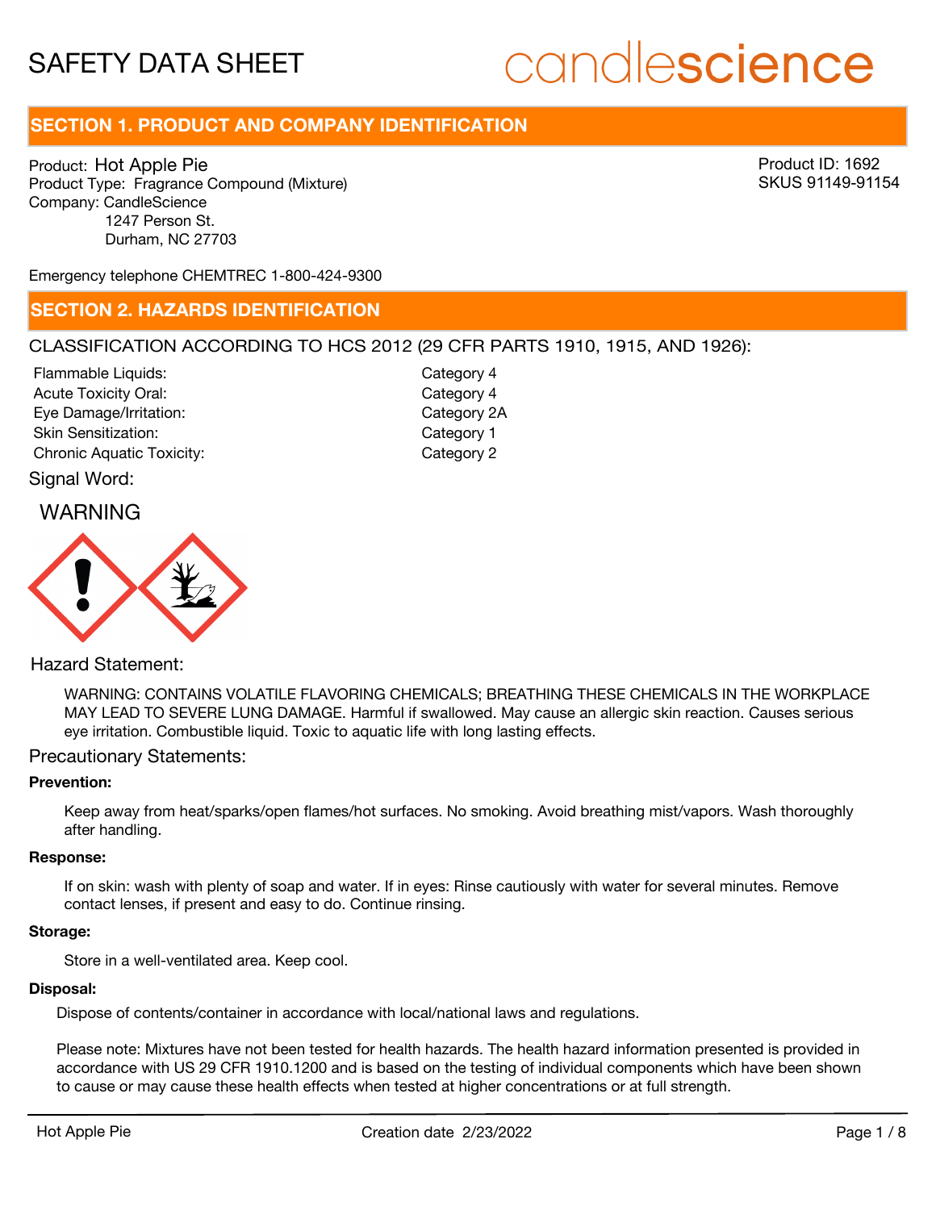# SAFETY DATA SHEET

candlescience

## SECTION 1. PRODUCT AND COMPANY IDENTIFICATION

Product: Hot Apple Pie
Product Type: Fragrance Compound (Mixture)
Company: CandleScience
1247 Person St.
Durham, NC 27703

Product ID: 1692
SKUS 91149-91154

Emergency telephone CHEMTREC 1-800-424-9300

## SECTION 2. HAZARDS IDENTIFICATION

CLASSIFICATION ACCORDING TO HCS 2012 (29 CFR PARTS 1910, 1915, AND 1926):

| | |
|---|---|
| Flammable Liquids: | Category 4 |
| Acute Toxicity Oral: | Category 4 |
| Eye Damage/Irritation: | Category 2A |
| Skin Sensitization: | Category 1 |
| Chronic Aquatic Toxicity: | Category 2 |

Signal Word:

WARNING

Hazard Statement:

WARNING: CONTAINS VOLATILE FLAVORING CHEMICALS; BREATHING THESE CHEMICALS IN THE WORKPLACE MAY LEAD TO SEVERE LUNG DAMAGE. Harmful if swallowed. May cause an allergic skin reaction. Causes serious eye irritation. Combustible liquid. Toxic to aquatic life with long lasting effects.

Precautionary Statements:

**Prevention:**

Keep away from heat/sparks/open flames/hot surfaces. No smoking. Avoid breathing mist/vapors. Wash thoroughly after handling.

**Response:**

If on skin: wash with plenty of soap and water. If in eyes: Rinse cautiously with water for several minutes. Remove contact lenses, if present and easy to do. Continue rinsing.

**Storage:**

Store in a well-ventilated area. Keep cool.

**Disposal:**

Dispose of contents/container in accordance with local/national laws and regulations.

Please note: Mixtures have not been tested for health hazards. The health hazard information presented is provided in accordance with US 29 CFR 1910.1200 and is based on the testing of individual components which have been shown to cause or may cause these health effects when tested at higher concentrations or at full strength.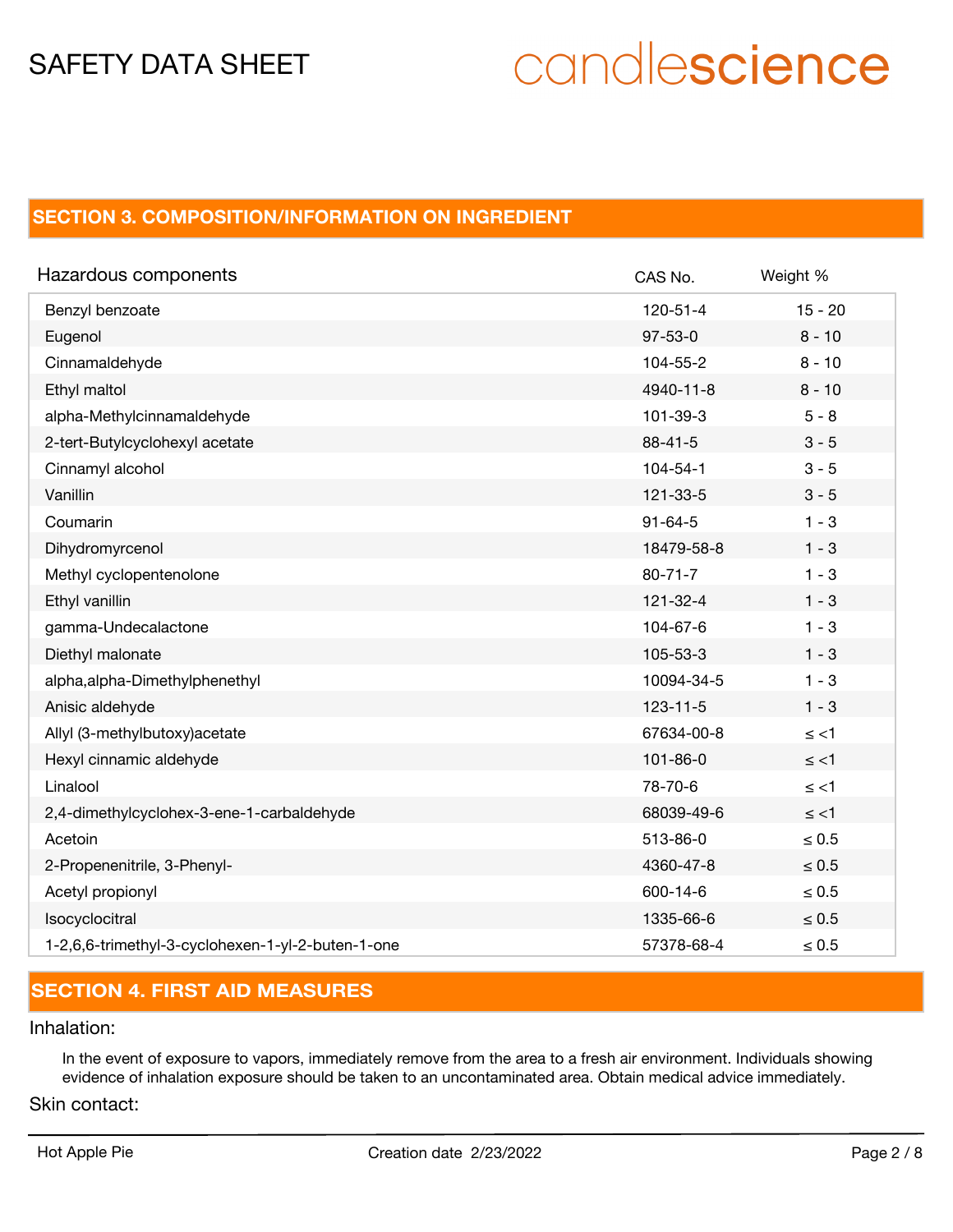## SECTION 3. COMPOSITION/INFORMATION ON INGREDIENT

| Hazardous components | CAS No. | Weight % |
|---|---|---|
| Benzyl benzoate | 120-51-4 | 15 - 20 |
| Eugenol | 97-53-0 | 8 - 10 |
| Cinnamaldehyde | 104-55-2 | 8 - 10 |
| Ethyl maltol | 4940-11-8 | 8 - 10 |
| alpha-Methylcinnamaldehyde | 101-39-3 | 5 - 8 |
| 2-tert-Butylcyclohexyl acetate | 88-41-5 | 3 - 5 |
| Cinnamyl alcohol | 104-54-1 | 3 - 5 |
| Vanillin | 121-33-5 | 3 - 5 |
| Coumarin | 91-64-5 | 1 - 3 |
| Dihydromyrcenol | 18479-58-8 | 1 - 3 |
| Methyl cyclopentenolone | 80-71-7 | 1 - 3 |
| Ethyl vanillin | 121-32-4 | 1 - 3 |
| gamma-Undecalactone | 104-67-6 | 1 - 3 |
| Diethyl malonate | 105-53-3 | 1 - 3 |
| alpha,alpha-Dimethylphenethyl | 10094-34-5 | 1 - 3 |
| Anisic aldehyde | 123-11-5 | 1 - 3 |
| Allyl (3-methylbutoxy)acetate | 67634-00-8 | ≤ <1 |
| Hexyl cinnamic aldehyde | 101-86-0 | ≤ <1 |
| Linalool | 78-70-6 | ≤ <1 |
| 2,4-dimethylcyclohex-3-ene-1-carbaldehyde | 68039-49-6 | ≤ <1 |
| Acetoin | 513-86-0 | ≤ 0.5 |
| 2-Propenenitrile, 3-Phenyl- | 4360-47-8 | ≤ 0.5 |
| Acetyl propionyl | 600-14-6 | ≤ 0.5 |
| Isocyclocitral | 1335-66-6 | ≤ 0.5 |
| 1-2,6,6-trimethyl-3-cyclohexen-1-yl-2-buten-1-one | 57378-68-4 | ≤ 0.5 |

## SECTION 4. FIRST AID MEASURES

Inhalation:

In the event of exposure to vapors, immediately remove from the area to a fresh air environment. Individuals showing evidence of inhalation exposure should be taken to an uncontaminated area. Obtain medical advice immediately.

Skin contact: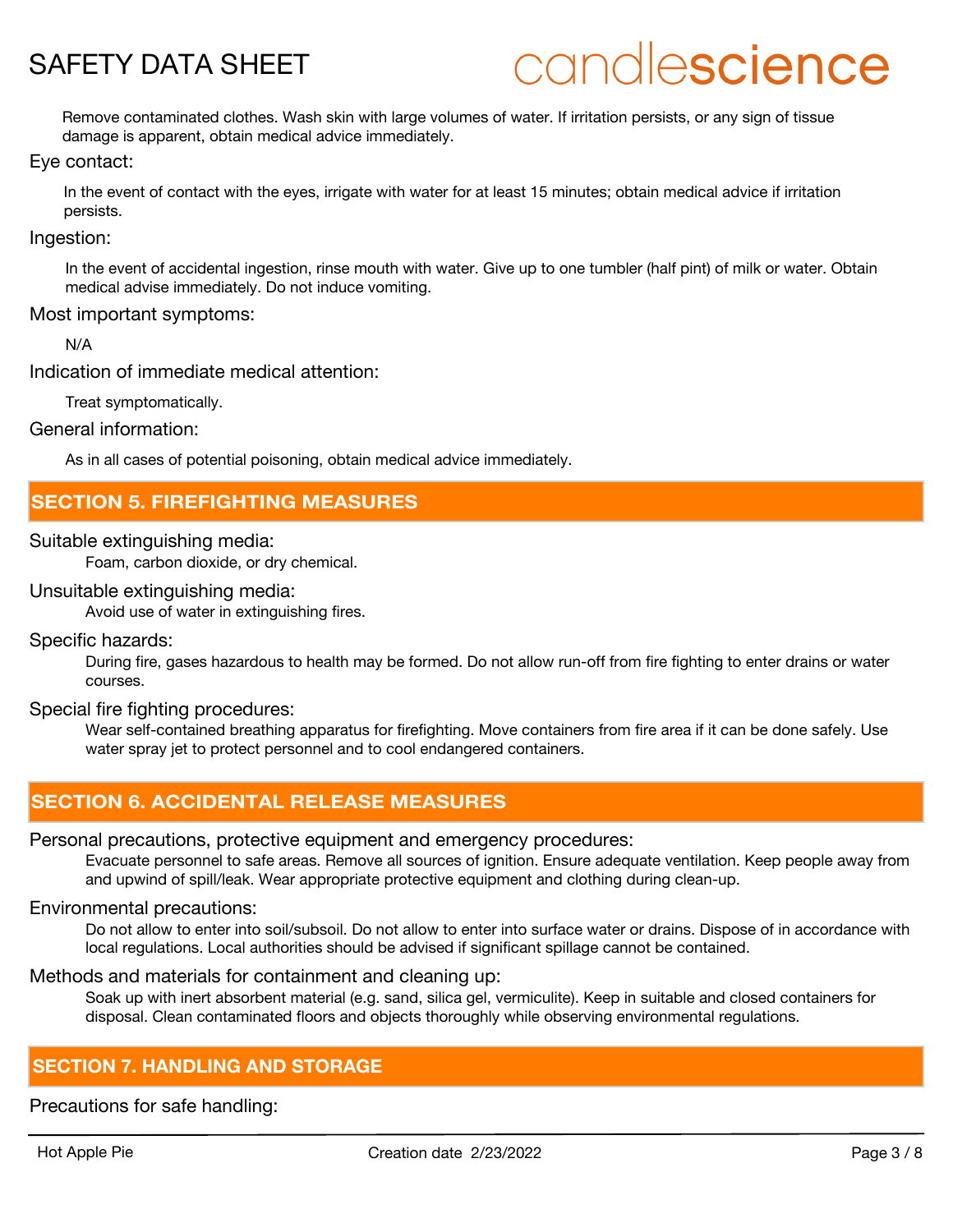Remove contaminated clothes. Wash skin with large volumes of water. If irritation persists, or any sign of tissue damage is apparent, obtain medical advice immediately.

Eye contact:

In the event of contact with the eyes, irrigate with water for at least 15 minutes; obtain medical advice if irritation persists.

Ingestion:

In the event of accidental ingestion, rinse mouth with water. Give up to one tumbler (half pint) of milk or water. Obtain medical advise immediately. Do not induce vomiting.

Most important symptoms:

N/A

Indication of immediate medical attention:

Treat symptomatically.

General information:

As in all cases of potential poisoning, obtain medical advice immediately.

## SECTION 5. FIREFIGHTING MEASURES

Suitable extinguishing media:

Foam, carbon dioxide, or dry chemical.

Unsuitable extinguishing media:

Avoid use of water in extinguishing fires.

Specific hazards:

During fire, gases hazardous to health may be formed. Do not allow run-off from fire fighting to enter drains or water courses.

Special fire fighting procedures:

Wear self-contained breathing apparatus for firefighting. Move containers from fire area if it can be done safely. Use water spray jet to protect personnel and to cool endangered containers.

## SECTION 6. ACCIDENTAL RELEASE MEASURES

Personal precautions, protective equipment and emergency procedures:

Evacuate personnel to safe areas. Remove all sources of ignition. Ensure adequate ventilation. Keep people away from and upwind of spill/leak. Wear appropriate protective equipment and clothing during clean-up.

Environmental precautions:

Do not allow to enter into soil/subsoil. Do not allow to enter into surface water or drains. Dispose of in accordance with local regulations. Local authorities should be advised if significant spillage cannot be contained.

Methods and materials for containment and cleaning up:

Soak up with inert absorbent material (e.g. sand, silica gel, vermiculite). Keep in suitable and closed containers for disposal. Clean contaminated floors and objects thoroughly while observing environmental regulations.

## SECTION 7. HANDLING AND STORAGE

Precautions for safe handling: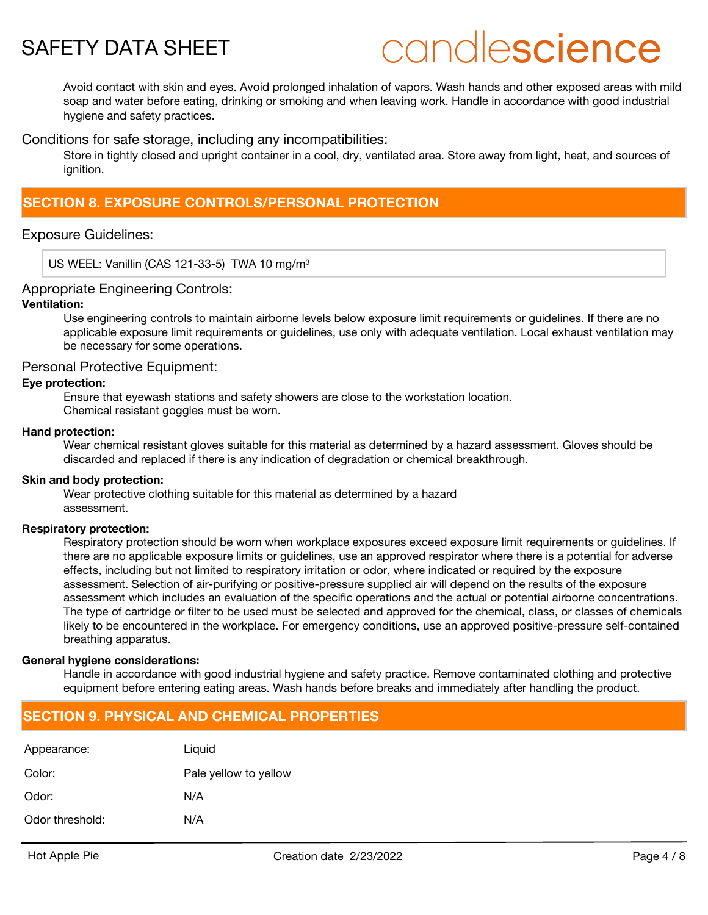Avoid contact with skin and eyes. Avoid prolonged inhalation of vapors. Wash hands and other exposed areas with mild soap and water before eating, drinking or smoking and when leaving work. Handle in accordance with good industrial hygiene and safety practices.

Conditions for safe storage, including any incompatibilities:

Store in tightly closed and upright container in a cool, dry, ventilated area. Store away from light, heat, and sources of ignition.

## SECTION 8. EXPOSURE CONTROLS/PERSONAL PROTECTION

Exposure Guidelines:

US WEEL: Vanillin (CAS 121-33-5) TWA 10 mg/m³

Appropriate Engineering Controls:

**Ventilation:**

Use engineering controls to maintain airborne levels below exposure limit requirements or guidelines. If there are no applicable exposure limit requirements or guidelines, use only with adequate ventilation. Local exhaust ventilation may be necessary for some operations.

Personal Protective Equipment:

**Eye protection:**

Ensure that eyewash stations and safety showers are close to the workstation location.
Chemical resistant goggles must be worn.

**Hand protection:**

Wear chemical resistant gloves suitable for this material as determined by a hazard assessment. Gloves should be discarded and replaced if there is any indication of degradation or chemical breakthrough.

**Skin and body protection:**

Wear protective clothing suitable for this material as determined by a hazard assessment.

**Respiratory protection:**

Respiratory protection should be worn when workplace exposures exceed exposure limit requirements or guidelines. If there are no applicable exposure limits or guidelines, use an approved respirator where there is a potential for adverse effects, including but not limited to respiratory irritation or odor, where indicated or required by the exposure assessment. Selection of air-purifying or positive-pressure supplied air will depend on the results of the exposure assessment which includes an evaluation of the specific operations and the actual or potential airborne concentrations. The type of cartridge or filter to be used must be selected and approved for the chemical, class, or classes of chemicals likely to be encountered in the workplace. For emergency conditions, use an approved positive-pressure self-contained breathing apparatus.

**General hygiene considerations:**

Handle in accordance with good industrial hygiene and safety practice. Remove contaminated clothing and protective equipment before entering eating areas. Wash hands before breaks and immediately after handling the product.

## SECTION 9. PHYSICAL AND CHEMICAL PROPERTIES

| | |
|---|---|
| Appearance: | Liquid |
| Color: | Pale yellow to yellow |
| Odor: | N/A |
| Odor threshold: | N/A |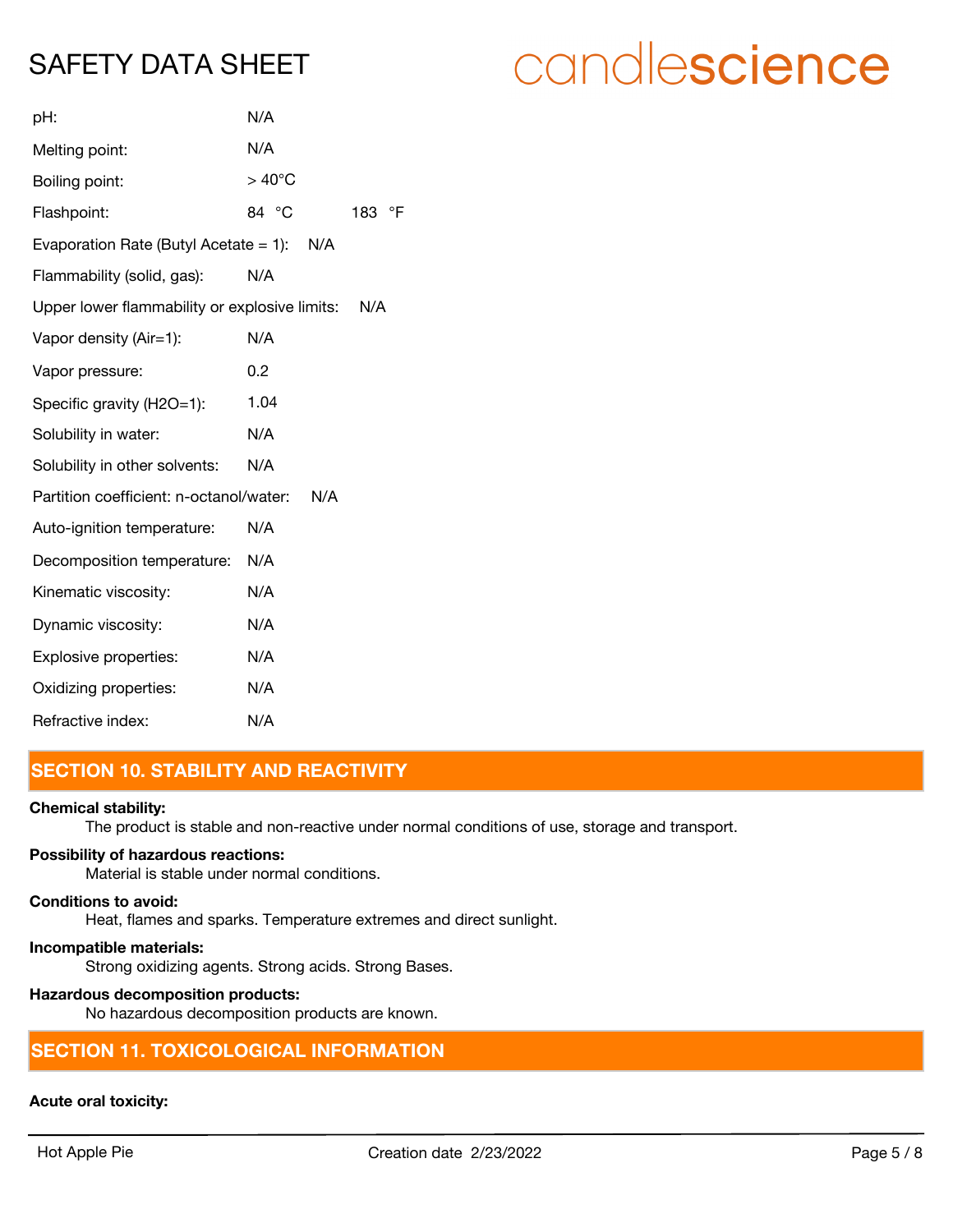pH: N/A

Melting point: N/A

Boiling point: > 40°C

Flashpoint: 84 °C 183 °F

Evaporation Rate (Butyl Acetate = 1): N/A

Flammability (solid, gas): N/A

Upper lower flammability or explosive limits: N/A

Vapor density (Air=1): N/A

Vapor pressure: 0.2

Specific gravity (H2O=1): 1.04

Solubility in water: N/A

Solubility in other solvents: N/A

Partition coefficient: n-octanol/water: N/A

Auto-ignition temperature: N/A

Decomposition temperature: N/A

Kinematic viscosity: N/A

Dynamic viscosity: N/A

Explosive properties: N/A

Oxidizing properties: N/A

Refractive index: N/A

## SECTION 10. STABILITY AND REACTIVITY

**Chemical stability:**
The product is stable and non-reactive under normal conditions of use, storage and transport.

**Possibility of hazardous reactions:**
Material is stable under normal conditions.

**Conditions to avoid:**
Heat, flames and sparks. Temperature extremes and direct sunlight.

**Incompatible materials:**
Strong oxidizing agents. Strong acids. Strong Bases.

**Hazardous decomposition products:**
No hazardous decomposition products are known.

## SECTION 11. TOXICOLOGICAL INFORMATION

**Acute oral toxicity:**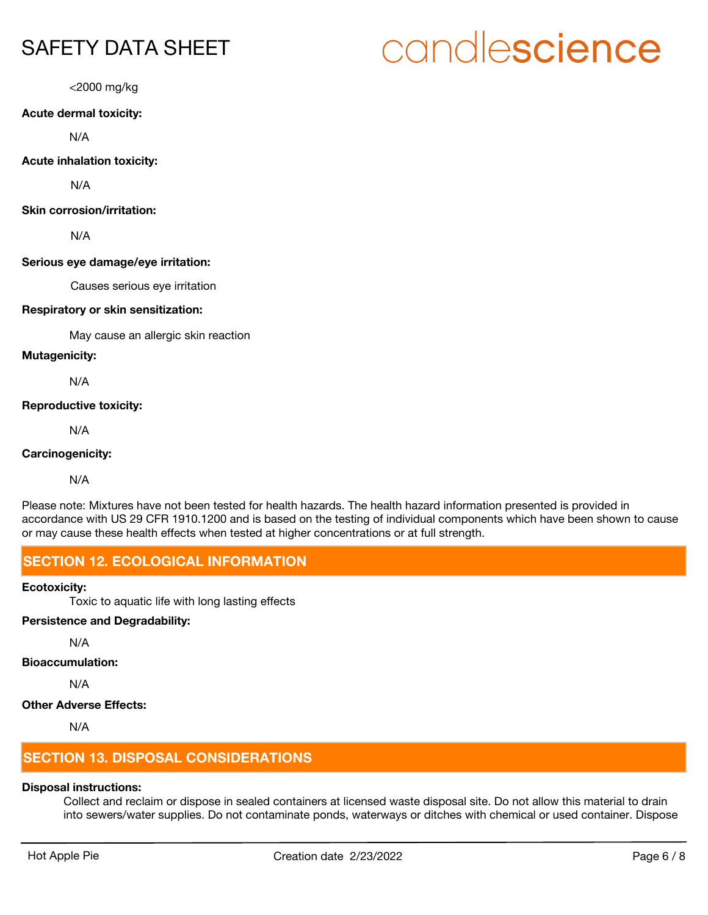<2000 mg/kg

**Acute dermal toxicity:**

N/A

**Acute inhalation toxicity:**

N/A

**Skin corrosion/irritation:**

N/A

**Serious eye damage/eye irritation:**

Causes serious eye irritation

**Respiratory or skin sensitization:**

May cause an allergic skin reaction

**Mutagenicity:**

N/A

**Reproductive toxicity:**

N/A

**Carcinogenicity:**

N/A

Please note: Mixtures have not been tested for health hazards. The health hazard information presented is provided in accordance with US 29 CFR 1910.1200 and is based on the testing of individual components which have been shown to cause or may cause these health effects when tested at higher concentrations or at full strength.

## SECTION 12. ECOLOGICAL INFORMATION

**Ecotoxicity:**

Toxic to aquatic life with long lasting effects

**Persistence and Degradability:**

N/A

**Bioaccumulation:**

N/A

**Other Adverse Effects:**

N/A

## SECTION 13. DISPOSAL CONSIDERATIONS

**Disposal instructions:**

Collect and reclaim or dispose in sealed containers at licensed waste disposal site. Do not allow this material to drain into sewers/water supplies. Do not contaminate ponds, waterways or ditches with chemical or used container. Dispose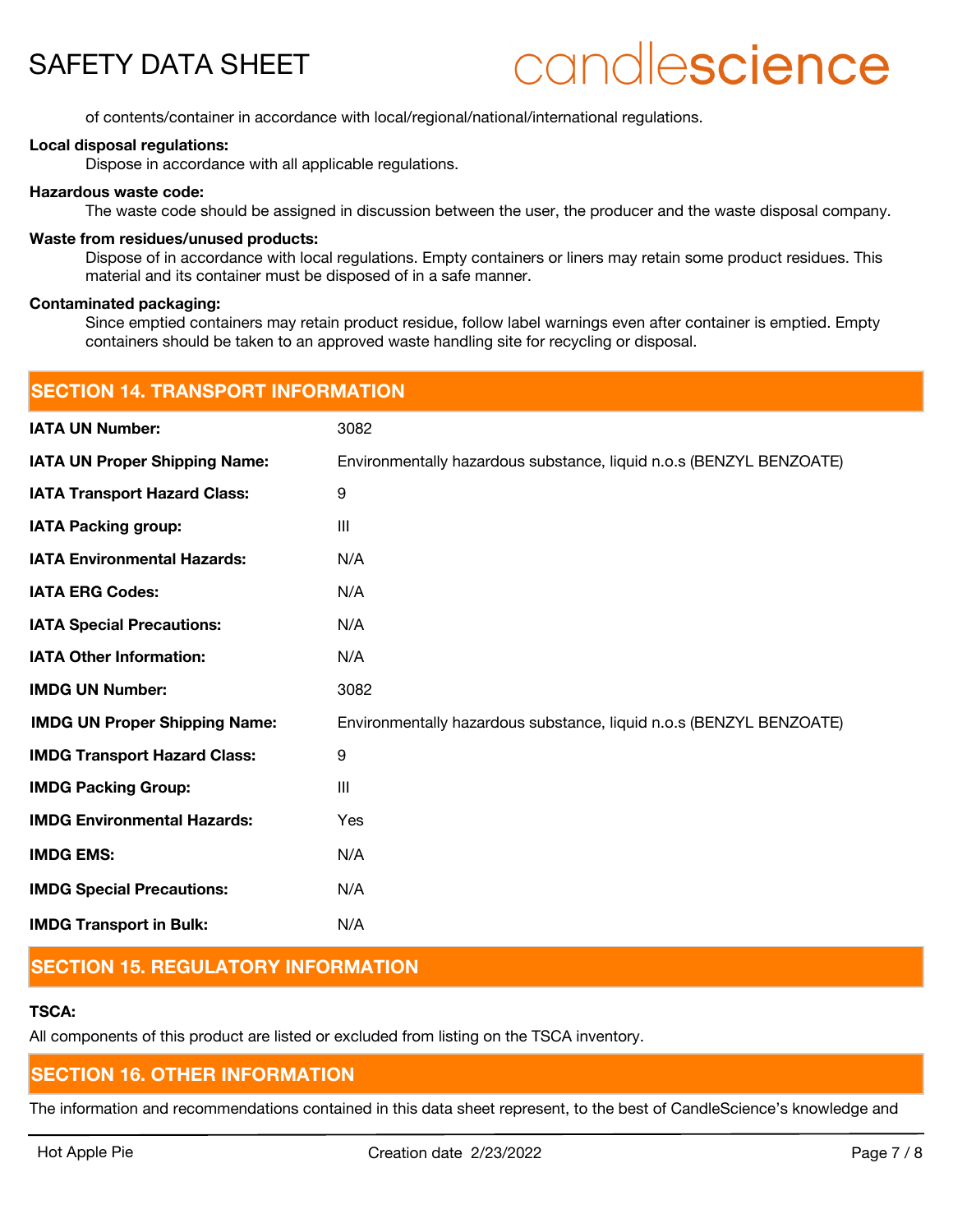of contents/container in accordance with local/regional/national/international regulations.

**Local disposal regulations:**
Dispose in accordance with all applicable regulations.

**Hazardous waste code:**
The waste code should be assigned in discussion between the user, the producer and the waste disposal company.

**Waste from residues/unused products:**
Dispose of in accordance with local regulations. Empty containers or liners may retain some product residues. This material and its container must be disposed of in a safe manner.

**Contaminated packaging:**
Since emptied containers may retain product residue, follow label warnings even after container is emptied. Empty containers should be taken to an approved waste handling site for recycling or disposal.

## SECTION 14. TRANSPORT INFORMATION

| | |
|---|---|
| **IATA UN Number:** | 3082 |
| **IATA UN Proper Shipping Name:** | Environmentally hazardous substance, liquid n.o.s (BENZYL BENZOATE) |
| **IATA Transport Hazard Class:** | 9 |
| **IATA Packing group:** | III |
| **IATA Environmental Hazards:** | N/A |
| **IATA ERG Codes:** | N/A |
| **IATA Special Precautions:** | N/A |
| **IATA Other Information:** | N/A |
| **IMDG UN Number:** | 3082 |
| **IMDG UN Proper Shipping Name:** | Environmentally hazardous substance, liquid n.o.s (BENZYL BENZOATE) |
| **IMDG Transport Hazard Class:** | 9 |
| **IMDG Packing Group:** | III |
| **IMDG Environmental Hazards:** | Yes |
| **IMDG EMS:** | N/A |
| **IMDG Special Precautions:** | N/A |
| **IMDG Transport in Bulk:** | N/A |

## SECTION 15. REGULATORY INFORMATION

**TSCA:**

All components of this product are listed or excluded from listing on the TSCA inventory.

## SECTION 16. OTHER INFORMATION

The information and recommendations contained in this data sheet represent, to the best of CandleScience's knowledge and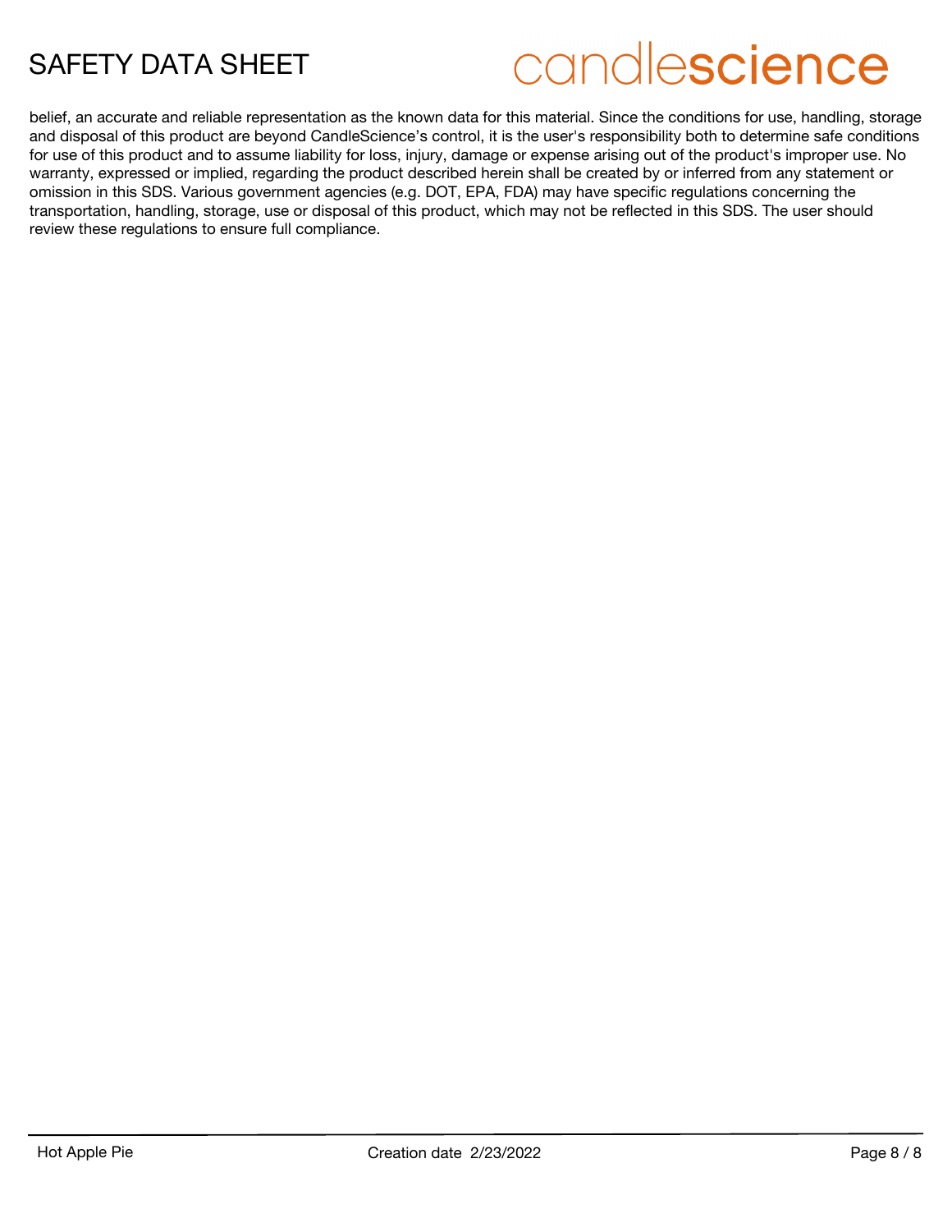belief, an accurate and reliable representation as the known data for this material. Since the conditions for use, handling, storage and disposal of this product are beyond CandleScience's control, it is the user's responsibility both to determine safe conditions for use of this product and to assume liability for loss, injury, damage or expense arising out of the product's improper use. No warranty, expressed or implied, regarding the product described herein shall be created by or inferred from any statement or omission in this SDS. Various government agencies (e.g. DOT, EPA, FDA) may have specific regulations concerning the transportation, handling, storage, use or disposal of this product, which may not be reflected in this SDS. The user should review these regulations to ensure full compliance.